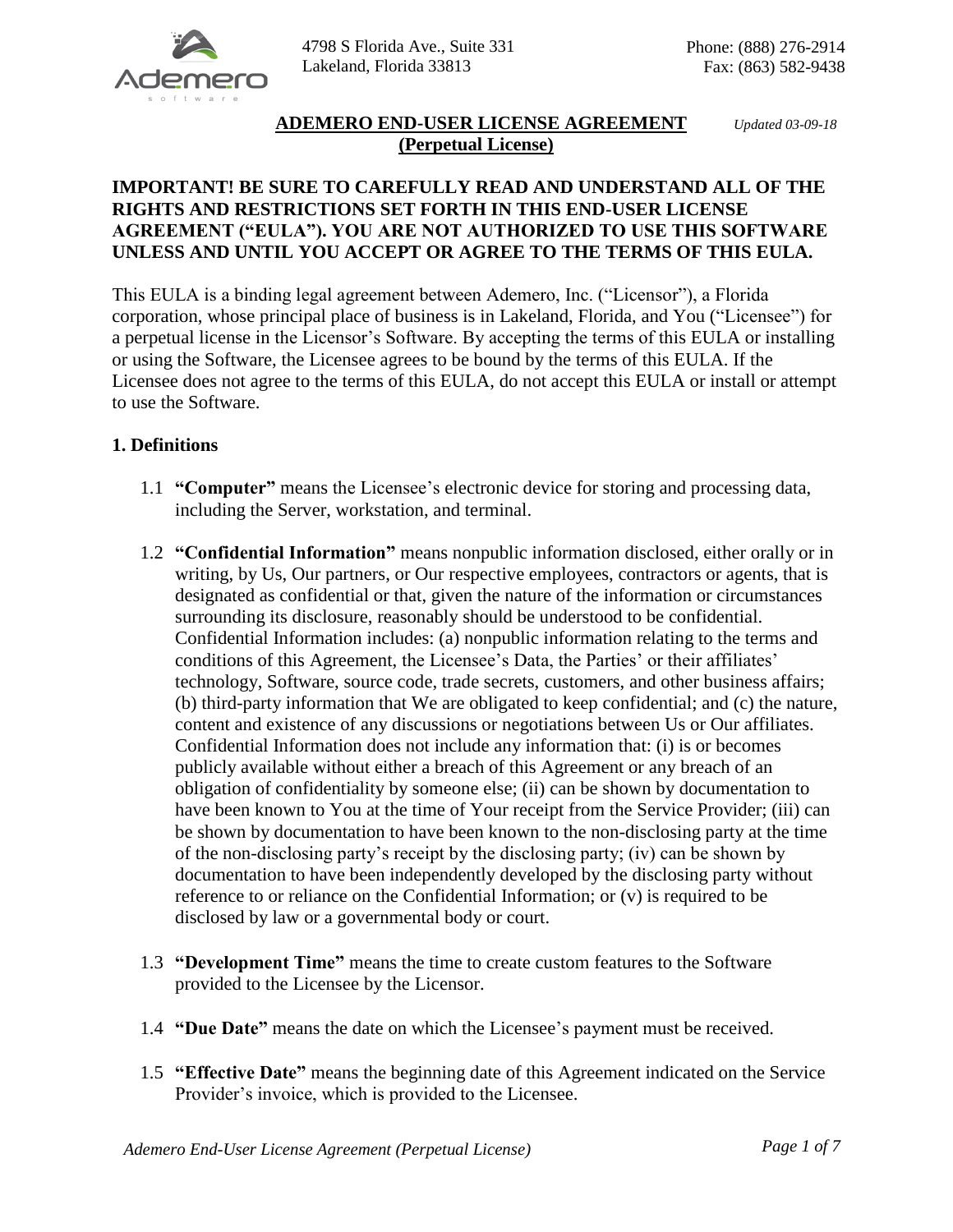4798 S Florida Ave., Suite 331
Lakeland, Florida 33813

Phone: (888) 276-2914
Fax: (863) 582-9438

# ADEMERO END-USER LICENSE AGREEMENT (Perpetual License)

*Updated 03-09-18*

**IMPORTANT! BE SURE TO CAREFULLY READ AND UNDERSTAND ALL OF THE RIGHTS AND RESTRICTIONS SET FORTH IN THIS END-USER LICENSE AGREEMENT ("EULA"). YOU ARE NOT AUTHORIZED TO USE THIS SOFTWARE UNLESS AND UNTIL YOU ACCEPT OR AGREE TO THE TERMS OF THIS EULA.**

This EULA is a binding legal agreement between Ademero, Inc. ("Licensor"), a Florida corporation, whose principal place of business is in Lakeland, Florida, and You ("Licensee") for a perpetual license in the Licensor's Software. By accepting the terms of this EULA or installing or using the Software, the Licensee agrees to be bound by the terms of this EULA. If the Licensee does not agree to the terms of this EULA, do not accept this EULA or install or attempt to use the Software.

## 1. Definitions

1.1 **"Computer"** means the Licensee's electronic device for storing and processing data, including the Server, workstation, and terminal.

1.2 **"Confidential Information"** means nonpublic information disclosed, either orally or in writing, by Us, Our partners, or Our respective employees, contractors or agents, that is designated as confidential or that, given the nature of the information or circumstances surrounding its disclosure, reasonably should be understood to be confidential. Confidential Information includes: (a) nonpublic information relating to the terms and conditions of this Agreement, the Licensee's Data, the Parties' or their affiliates' technology, Software, source code, trade secrets, customers, and other business affairs; (b) third-party information that We are obligated to keep confidential; and (c) the nature, content and existence of any discussions or negotiations between Us or Our affiliates. Confidential Information does not include any information that: (i) is or becomes publicly available without either a breach of this Agreement or any breach of an obligation of confidentiality by someone else; (ii) can be shown by documentation to have been known to You at the time of Your receipt from the Service Provider; (iii) can be shown by documentation to have been known to the non-disclosing party at the time of the non-disclosing party's receipt by the disclosing party; (iv) can be shown by documentation to have been independently developed by the disclosing party without reference to or reliance on the Confidential Information; or (v) is required to be disclosed by law or a governmental body or court.

1.3 **"Development Time"** means the time to create custom features to the Software provided to the Licensee by the Licensor.

1.4 **"Due Date"** means the date on which the Licensee's payment must be received.

1.5 **"Effective Date"** means the beginning date of this Agreement indicated on the Service Provider's invoice, which is provided to the Licensee.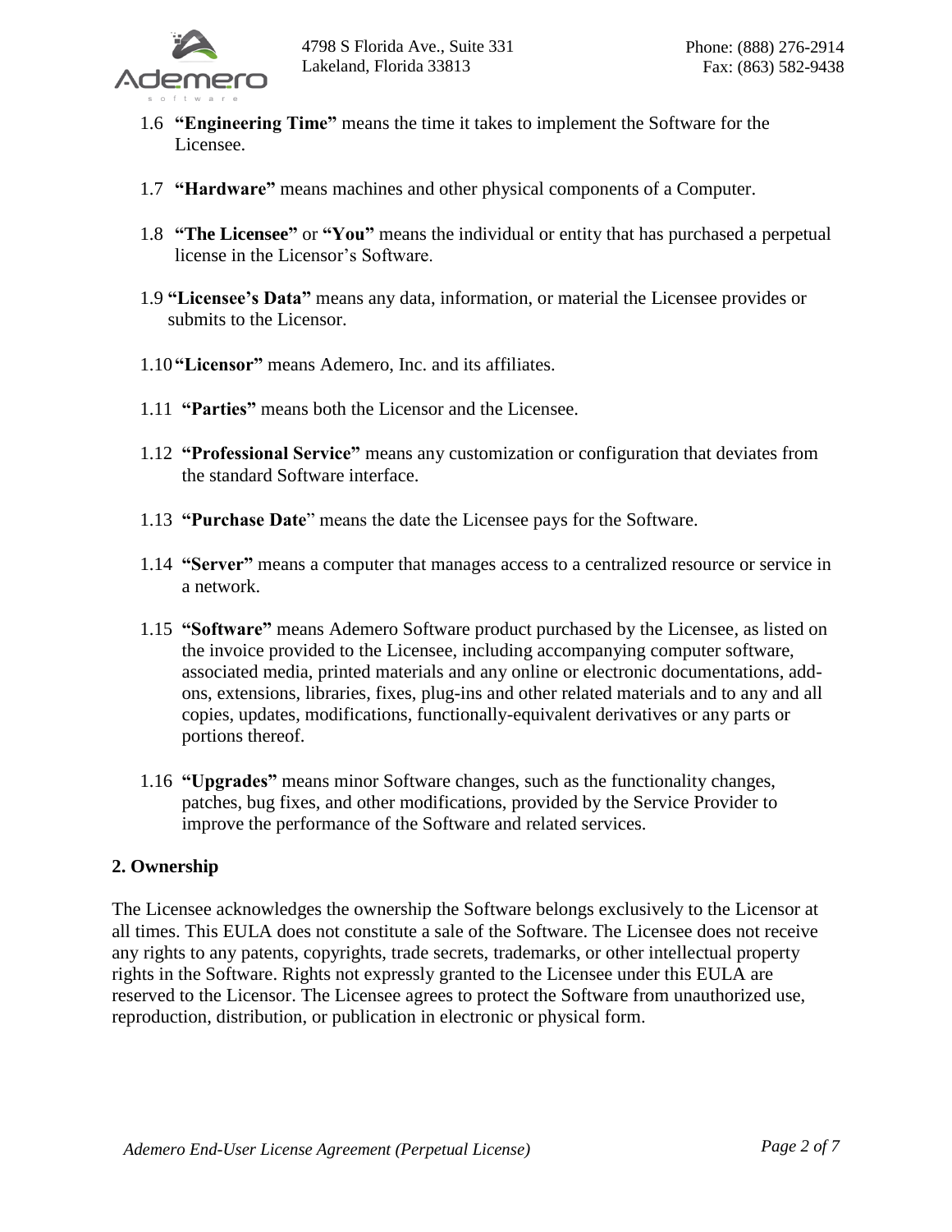1.6 **"Engineering Time"** means the time it takes to implement the Software for the Licensee.

1.7 **"Hardware"** means machines and other physical components of a Computer.

1.8 **"The Licensee"** or **"You"** means the individual or entity that has purchased a perpetual license in the Licensor's Software.

1.9 **"Licensee's Data"** means any data, information, or material the Licensee provides or submits to the Licensor.

1.10 **"Licensor"** means Ademero, Inc. and its affiliates.

1.11 **"Parties"** means both the Licensor and the Licensee.

1.12 **"Professional Service"** means any customization or configuration that deviates from the standard Software interface.

1.13 **"Purchase Date"** means the date the Licensee pays for the Software.

1.14 **"Server"** means a computer that manages access to a centralized resource or service in a network.

1.15 **"Software"** means Ademero Software product purchased by the Licensee, as listed on the invoice provided to the Licensee, including accompanying computer software, associated media, printed materials and any online or electronic documentations, add-ons, extensions, libraries, fixes, plug-ins and other related materials and to any and all copies, updates, modifications, functionally-equivalent derivatives or any parts or portions thereof.

1.16 **"Upgrades"** means minor Software changes, such as the functionality changes, patches, bug fixes, and other modifications, provided by the Service Provider to improve the performance of the Software and related services.

## 2. Ownership

The Licensee acknowledges the ownership the Software belongs exclusively to the Licensor at all times. This EULA does not constitute a sale of the Software. The Licensee does not receive any rights to any patents, copyrights, trade secrets, trademarks, or other intellectual property rights in the Software. Rights not expressly granted to the Licensee under this EULA are reserved to the Licensor. The Licensee agrees to protect the Software from unauthorized use, reproduction, distribution, or publication in electronic or physical form.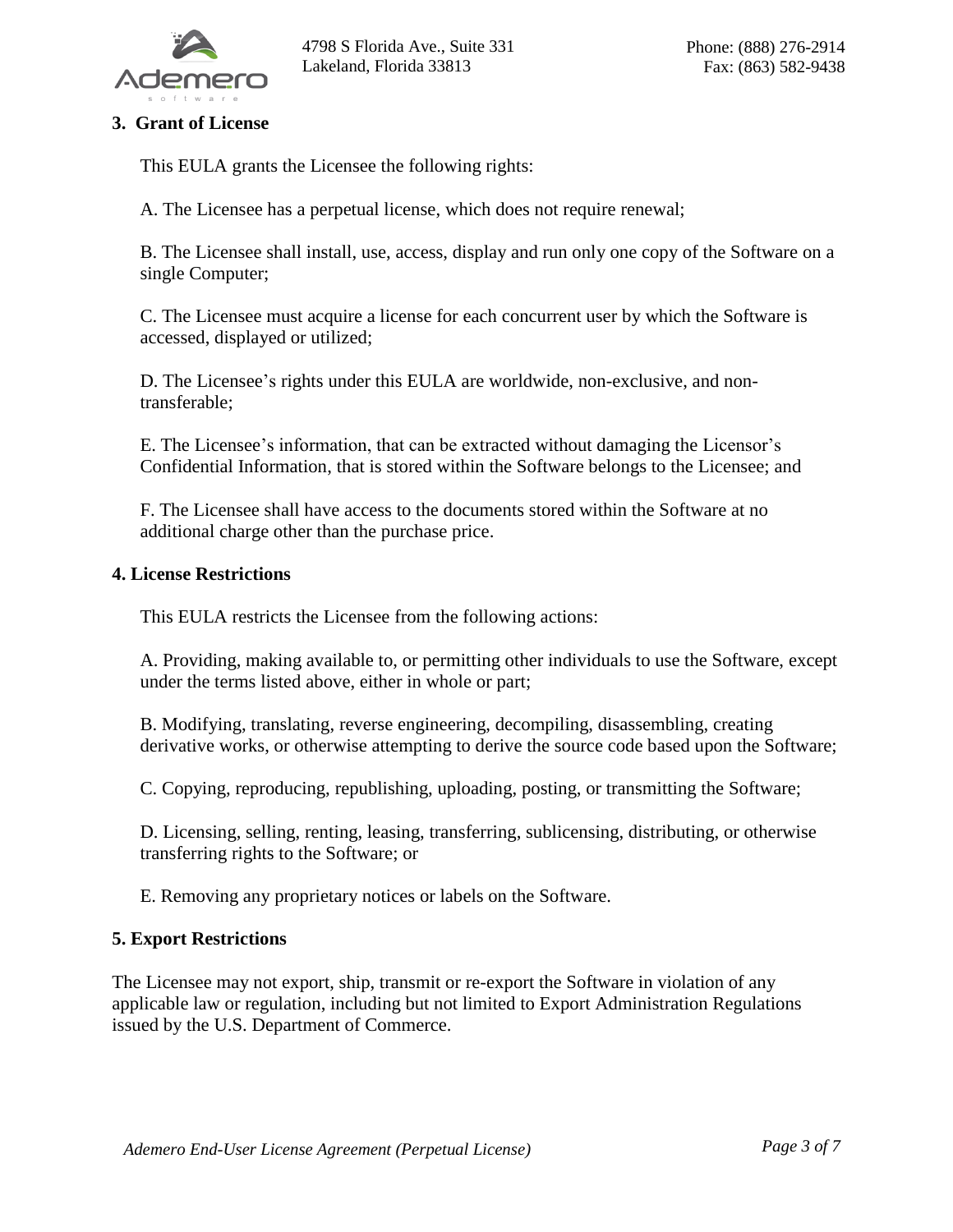## 3. Grant of License

This EULA grants the Licensee the following rights:

A. The Licensee has a perpetual license, which does not require renewal;

B. The Licensee shall install, use, access, display and run only one copy of the Software on a single Computer;

C. The Licensee must acquire a license for each concurrent user by which the Software is accessed, displayed or utilized;

D. The Licensee's rights under this EULA are worldwide, non-exclusive, and non-transferable;

E. The Licensee's information, that can be extracted without damaging the Licensor's Confidential Information, that is stored within the Software belongs to the Licensee; and

F. The Licensee shall have access to the documents stored within the Software at no additional charge other than the purchase price.

## 4. License Restrictions

This EULA restricts the Licensee from the following actions:

A. Providing, making available to, or permitting other individuals to use the Software, except under the terms listed above, either in whole or part;

B. Modifying, translating, reverse engineering, decompiling, disassembling, creating derivative works, or otherwise attempting to derive the source code based upon the Software;

C. Copying, reproducing, republishing, uploading, posting, or transmitting the Software;

D. Licensing, selling, renting, leasing, transferring, sublicensing, distributing, or otherwise transferring rights to the Software; or

E. Removing any proprietary notices or labels on the Software.

## 5. Export Restrictions

The Licensee may not export, ship, transmit or re-export the Software in violation of any applicable law or regulation, including but not limited to Export Administration Regulations issued by the U.S. Department of Commerce.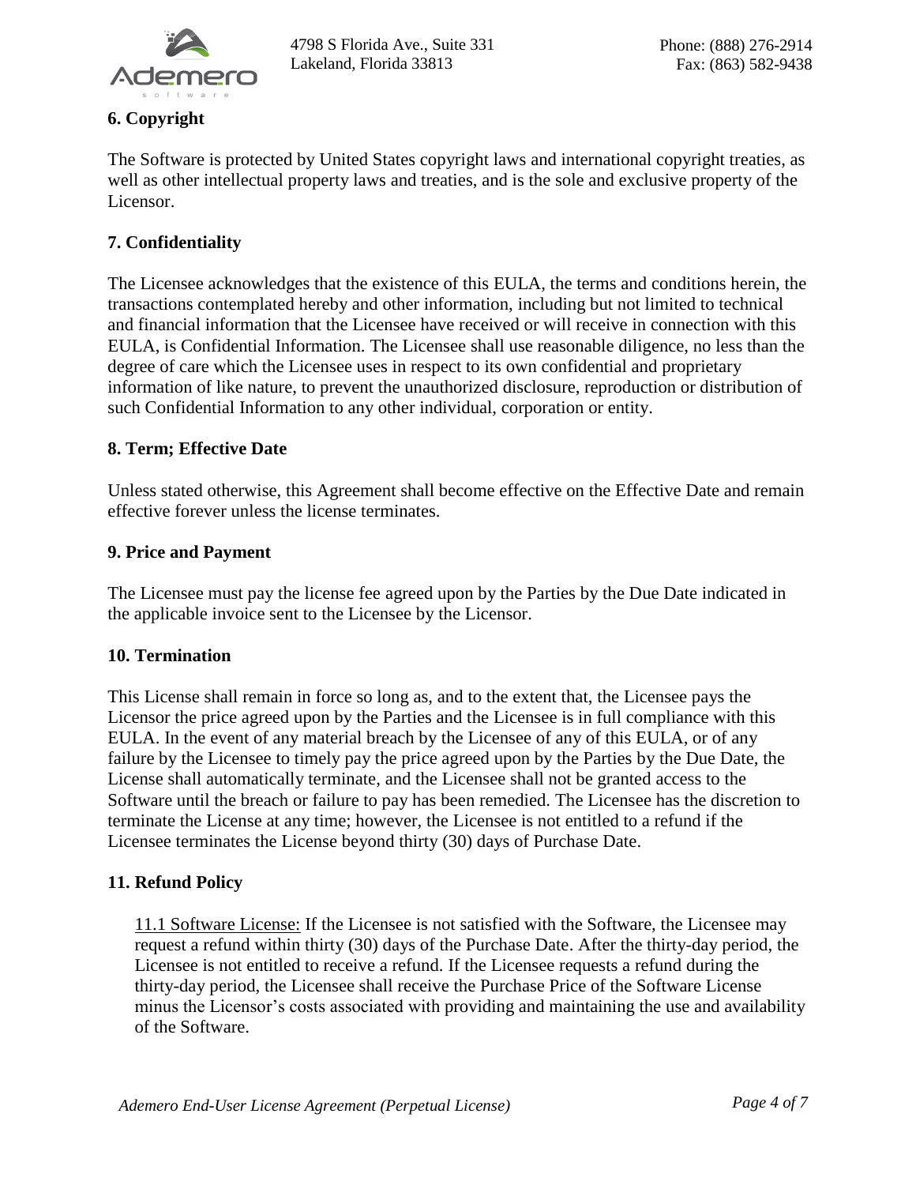## 6. Copyright

The Software is protected by United States copyright laws and international copyright treaties, as well as other intellectual property laws and treaties, and is the sole and exclusive property of the Licensor.

## 7. Confidentiality

The Licensee acknowledges that the existence of this EULA, the terms and conditions herein, the transactions contemplated hereby and other information, including but not limited to technical and financial information that the Licensee have received or will receive in connection with this EULA, is Confidential Information. The Licensee shall use reasonable diligence, no less than the degree of care which the Licensee uses in respect to its own confidential and proprietary information of like nature, to prevent the unauthorized disclosure, reproduction or distribution of such Confidential Information to any other individual, corporation or entity.

## 8. Term; Effective Date

Unless stated otherwise, this Agreement shall become effective on the Effective Date and remain effective forever unless the license terminates.

## 9. Price and Payment

The Licensee must pay the license fee agreed upon by the Parties by the Due Date indicated in the applicable invoice sent to the Licensee by the Licensor.

## 10. Termination

This License shall remain in force so long as, and to the extent that, the Licensee pays the Licensor the price agreed upon by the Parties and the Licensee is in full compliance with this EULA. In the event of any material breach by the Licensee of any of this EULA, or of any failure by the Licensee to timely pay the price agreed upon by the Parties by the Due Date, the License shall automatically terminate, and the Licensee shall not be granted access to the Software until the breach or failure to pay has been remedied. The Licensee has the discretion to terminate the License at any time; however, the Licensee is not entitled to a refund if the Licensee terminates the License beyond thirty (30) days of Purchase Date.

## 11. Refund Policy

11.1 Software License: If the Licensee is not satisfied with the Software, the Licensee may request a refund within thirty (30) days of the Purchase Date. After the thirty-day period, the Licensee is not entitled to receive a refund. If the Licensee requests a refund during the thirty-day period, the Licensee shall receive the Purchase Price of the Software License minus the Licensor's costs associated with providing and maintaining the use and availability of the Software.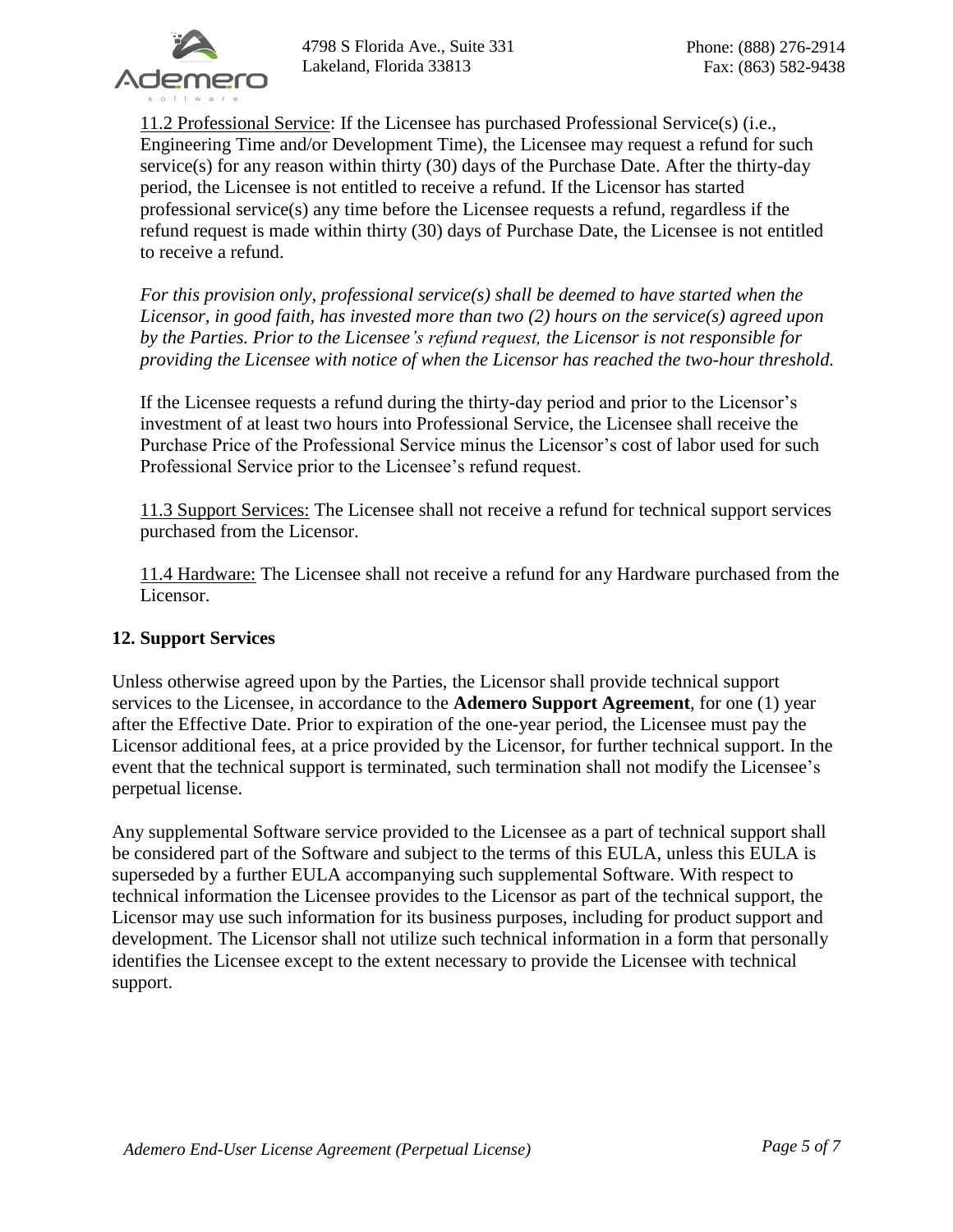11.2 Professional Service: If the Licensee has purchased Professional Service(s) (i.e., Engineering Time and/or Development Time), the Licensee may request a refund for such service(s) for any reason within thirty (30) days of the Purchase Date. After the thirty-day period, the Licensee is not entitled to receive a refund. If the Licensor has started professional service(s) any time before the Licensee requests a refund, regardless if the refund request is made within thirty (30) days of Purchase Date, the Licensee is not entitled to receive a refund.

*For this provision only, professional service(s) shall be deemed to have started when the Licensor, in good faith, has invested more than two (2) hours on the service(s) agreed upon by the Parties. Prior to the Licensee's refund request, the Licensor is not responsible for providing the Licensee with notice of when the Licensor has reached the two-hour threshold.*

If the Licensee requests a refund during the thirty-day period and prior to the Licensor's investment of at least two hours into Professional Service, the Licensee shall receive the Purchase Price of the Professional Service minus the Licensor's cost of labor used for such Professional Service prior to the Licensee's refund request.

11.3 Support Services: The Licensee shall not receive a refund for technical support services purchased from the Licensor.

11.4 Hardware: The Licensee shall not receive a refund for any Hardware purchased from the Licensor.

## 12. Support Services

Unless otherwise agreed upon by the Parties, the Licensor shall provide technical support services to the Licensee, in accordance to the **Ademero Support Agreement**, for one (1) year after the Effective Date. Prior to expiration of the one-year period, the Licensee must pay the Licensor additional fees, at a price provided by the Licensor, for further technical support. In the event that the technical support is terminated, such termination shall not modify the Licensee's perpetual license.

Any supplemental Software service provided to the Licensee as a part of technical support shall be considered part of the Software and subject to the terms of this EULA, unless this EULA is superseded by a further EULA accompanying such supplemental Software. With respect to technical information the Licensee provides to the Licensor as part of the technical support, the Licensor may use such information for its business purposes, including for product support and development. The Licensor shall not utilize such technical information in a form that personally identifies the Licensee except to the extent necessary to provide the Licensee with technical support.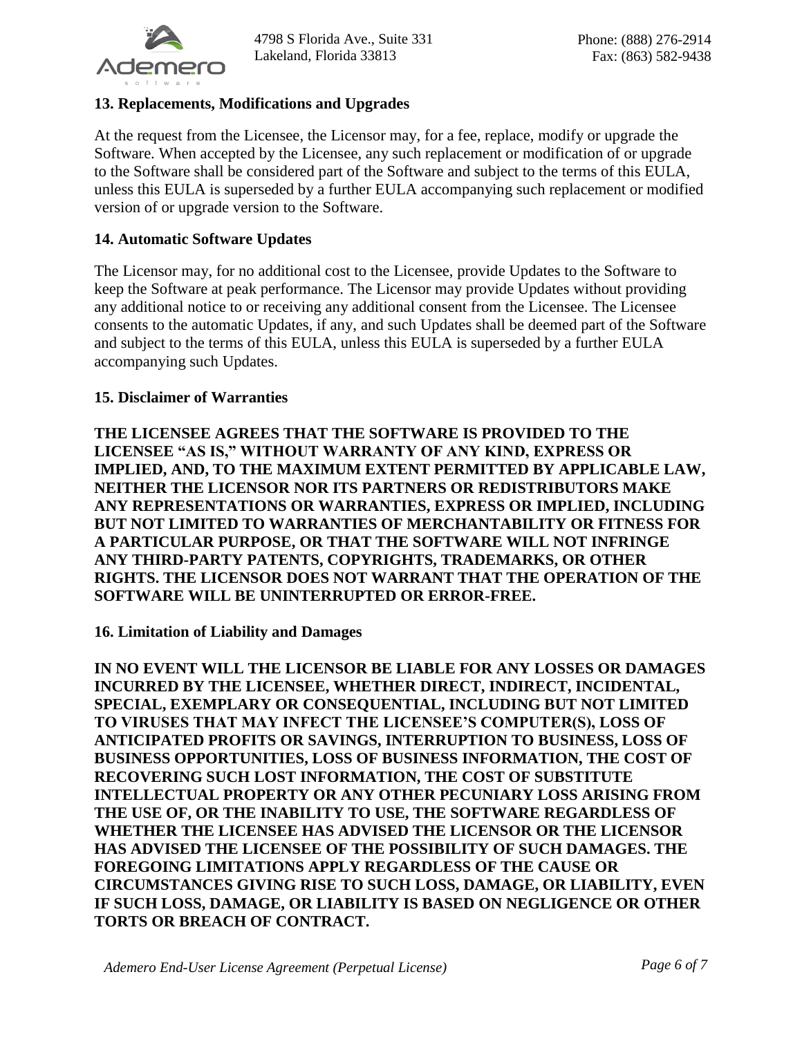### 13. Replacements, Modifications and Upgrades

At the request from the Licensee, the Licensor may, for a fee, replace, modify or upgrade the Software. When accepted by the Licensee, any such replacement or modification of or upgrade to the Software shall be considered part of the Software and subject to the terms of this EULA, unless this EULA is superseded by a further EULA accompanying such replacement or modified version of or upgrade version to the Software.

### 14. Automatic Software Updates

The Licensor may, for no additional cost to the Licensee, provide Updates to the Software to keep the Software at peak performance. The Licensor may provide Updates without providing any additional notice to or receiving any additional consent from the Licensee. The Licensee consents to the automatic Updates, if any, and such Updates shall be deemed part of the Software and subject to the terms of this EULA, unless this EULA is superseded by a further EULA accompanying such Updates.

### 15. Disclaimer of Warranties

**THE LICENSEE AGREES THAT THE SOFTWARE IS PROVIDED TO THE LICENSEE "AS IS," WITHOUT WARRANTY OF ANY KIND, EXPRESS OR IMPLIED, AND, TO THE MAXIMUM EXTENT PERMITTED BY APPLICABLE LAW, NEITHER THE LICENSOR NOR ITS PARTNERS OR REDISTRIBUTORS MAKE ANY REPRESENTATIONS OR WARRANTIES, EXPRESS OR IMPLIED, INCLUDING BUT NOT LIMITED TO WARRANTIES OF MERCHANTABILITY OR FITNESS FOR A PARTICULAR PURPOSE, OR THAT THE SOFTWARE WILL NOT INFRINGE ANY THIRD-PARTY PATENTS, COPYRIGHTS, TRADEMARKS, OR OTHER RIGHTS. THE LICENSOR DOES NOT WARRANT THAT THE OPERATION OF THE SOFTWARE WILL BE UNINTERRUPTED OR ERROR-FREE.**

### 16. Limitation of Liability and Damages

**IN NO EVENT WILL THE LICENSOR BE LIABLE FOR ANY LOSSES OR DAMAGES INCURRED BY THE LICENSEE, WHETHER DIRECT, INDIRECT, INCIDENTAL, SPECIAL, EXEMPLARY OR CONSEQUENTIAL, INCLUDING BUT NOT LIMITED TO VIRUSES THAT MAY INFECT THE LICENSEE'S COMPUTER(S), LOSS OF ANTICIPATED PROFITS OR SAVINGS, INTERRUPTION TO BUSINESS, LOSS OF BUSINESS OPPORTUNITIES, LOSS OF BUSINESS INFORMATION, THE COST OF RECOVERING SUCH LOST INFORMATION, THE COST OF SUBSTITUTE INTELLECTUAL PROPERTY OR ANY OTHER PECUNIARY LOSS ARISING FROM THE USE OF, OR THE INABILITY TO USE, THE SOFTWARE REGARDLESS OF WHETHER THE LICENSEE HAS ADVISED THE LICENSOR OR THE LICENSOR HAS ADVISED THE LICENSEE OF THE POSSIBILITY OF SUCH DAMAGES. THE FOREGOING LIMITATIONS APPLY REGARDLESS OF THE CAUSE OR CIRCUMSTANCES GIVING RISE TO SUCH LOSS, DAMAGE, OR LIABILITY, EVEN IF SUCH LOSS, DAMAGE, OR LIABILITY IS BASED ON NEGLIGENCE OR OTHER TORTS OR BREACH OF CONTRACT.**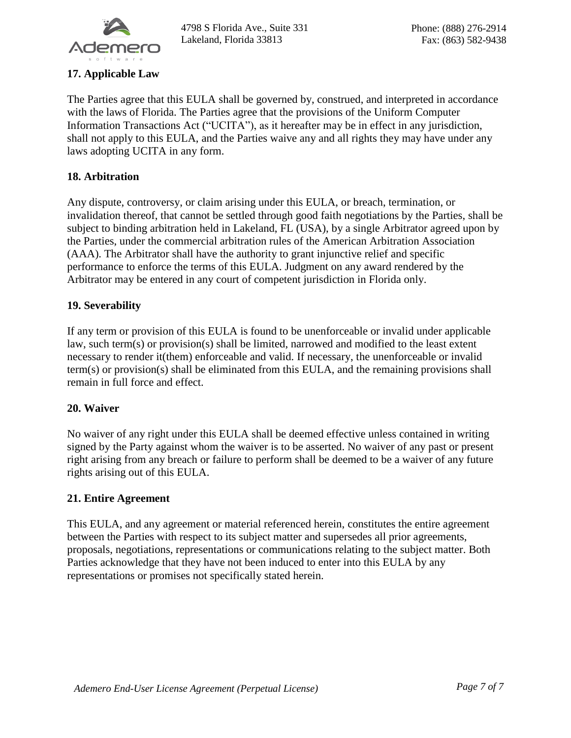## 17. Applicable Law

The Parties agree that this EULA shall be governed by, construed, and interpreted in accordance with the laws of Florida. The Parties agree that the provisions of the Uniform Computer Information Transactions Act ("UCITA"), as it hereafter may be in effect in any jurisdiction, shall not apply to this EULA, and the Parties waive any and all rights they may have under any laws adopting UCITA in any form.

## 18. Arbitration

Any dispute, controversy, or claim arising under this EULA, or breach, termination, or invalidation thereof, that cannot be settled through good faith negotiations by the Parties, shall be subject to binding arbitration held in Lakeland, FL (USA), by a single Arbitrator agreed upon by the Parties, under the commercial arbitration rules of the American Arbitration Association (AAA). The Arbitrator shall have the authority to grant injunctive relief and specific performance to enforce the terms of this EULA. Judgment on any award rendered by the Arbitrator may be entered in any court of competent jurisdiction in Florida only.

## 19. Severability

If any term or provision of this EULA is found to be unenforceable or invalid under applicable law, such term(s) or provision(s) shall be limited, narrowed and modified to the least extent necessary to render it(them) enforceable and valid. If necessary, the unenforceable or invalid term(s) or provision(s) shall be eliminated from this EULA, and the remaining provisions shall remain in full force and effect.

## 20. Waiver

No waiver of any right under this EULA shall be deemed effective unless contained in writing signed by the Party against whom the waiver is to be asserted. No waiver of any past or present right arising from any breach or failure to perform shall be deemed to be a waiver of any future rights arising out of this EULA.

## 21. Entire Agreement

This EULA, and any agreement or material referenced herein, constitutes the entire agreement between the Parties with respect to its subject matter and supersedes all prior agreements, proposals, negotiations, representations or communications relating to the subject matter. Both Parties acknowledge that they have not been induced to enter into this EULA by any representations or promises not specifically stated herein.